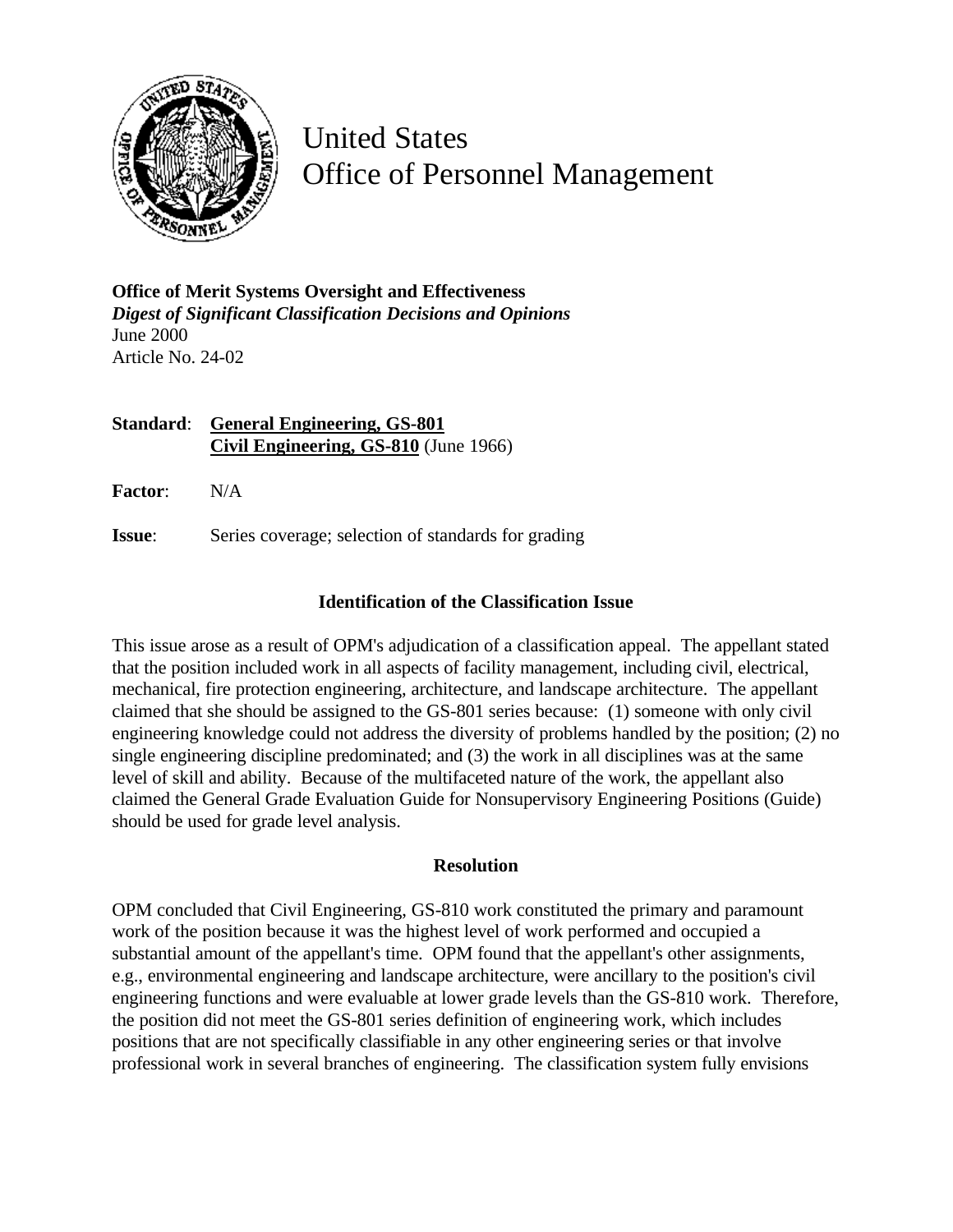# United States Office of Personnel Management

**Office of Merit Systems Oversight and Effectiveness**
***Digest of Significant Classification Decisions and Opinions***
June 2000
Article No. 24-02

**Standard**: **General Engineering, GS-801**
**Civil Engineering, GS-810** (June 1966)

**Factor**: N/A

**Issue**: Series coverage; selection of standards for grading

## Identification of the Classification Issue

This issue arose as a result of OPM's adjudication of a classification appeal. The appellant stated that the position included work in all aspects of facility management, including civil, electrical, mechanical, fire protection engineering, architecture, and landscape architecture. The appellant claimed that she should be assigned to the GS-801 series because: (1) someone with only civil engineering knowledge could not address the diversity of problems handled by the position; (2) no single engineering discipline predominated; and (3) the work in all disciplines was at the same level of skill and ability. Because of the multifaceted nature of the work, the appellant also claimed the General Grade Evaluation Guide for Nonsupervisory Engineering Positions (Guide) should be used for grade level analysis.

## Resolution

OPM concluded that Civil Engineering, GS-810 work constituted the primary and paramount work of the position because it was the highest level of work performed and occupied a substantial amount of the appellant's time. OPM found that the appellant's other assignments, e.g., environmental engineering and landscape architecture, were ancillary to the position's civil engineering functions and were evaluable at lower grade levels than the GS-810 work. Therefore, the position did not meet the GS-801 series definition of engineering work, which includes positions that are not specifically classifiable in any other engineering series or that involve professional work in several branches of engineering. The classification system fully envisions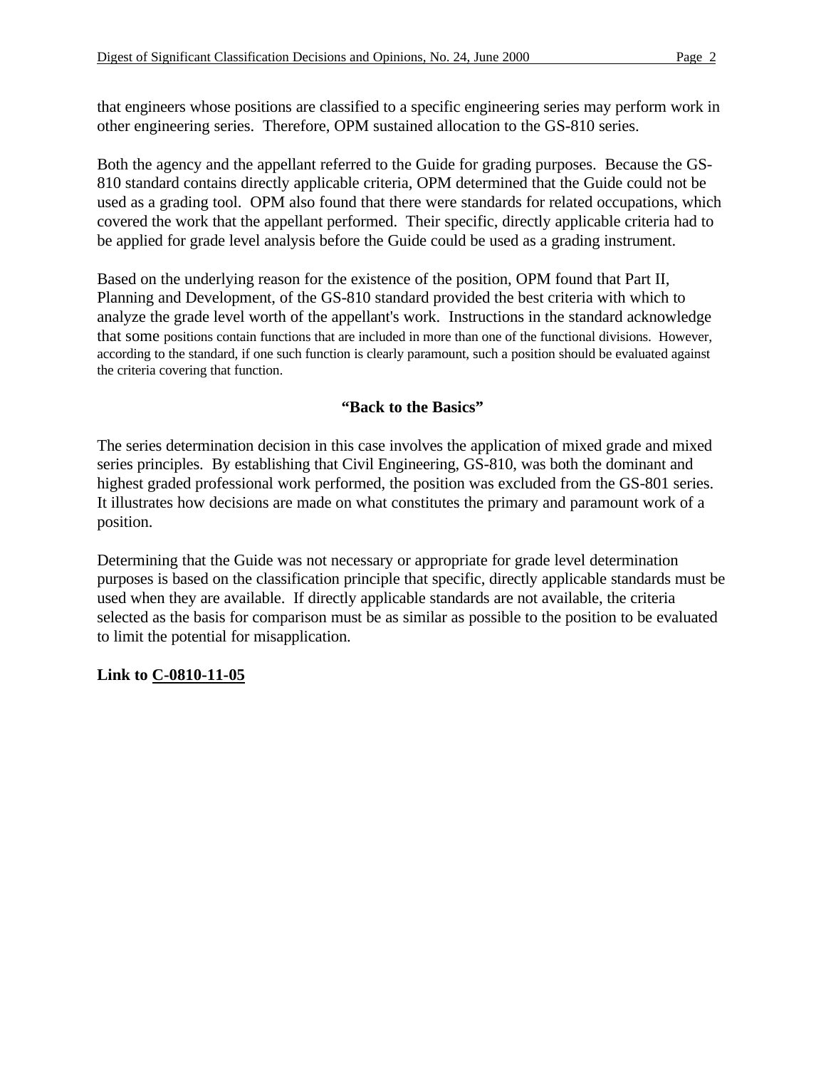that engineers whose positions are classified to a specific engineering series may perform work in other engineering series. Therefore, OPM sustained allocation to the GS-810 series.

Both the agency and the appellant referred to the Guide for grading purposes. Because the GS-810 standard contains directly applicable criteria, OPM determined that the Guide could not be used as a grading tool. OPM also found that there were standards for related occupations, which covered the work that the appellant performed. Their specific, directly applicable criteria had to be applied for grade level analysis before the Guide could be used as a grading instrument.

Based on the underlying reason for the existence of the position, OPM found that Part II, Planning and Development, of the GS-810 standard provided the best criteria with which to analyze the grade level worth of the appellant's work. Instructions in the standard acknowledge that some positions contain functions that are included in more than one of the functional divisions. However, according to the standard, if one such function is clearly paramount, such a position should be evaluated against the criteria covering that function.

### "Back to the Basics"

The series determination decision in this case involves the application of mixed grade and mixed series principles. By establishing that Civil Engineering, GS-810, was both the dominant and highest graded professional work performed, the position was excluded from the GS-801 series. It illustrates how decisions are made on what constitutes the primary and paramount work of a position.

Determining that the Guide was not necessary or appropriate for grade level determination purposes is based on the classification principle that specific, directly applicable standards must be used when they are available. If directly applicable standards are not available, the criteria selected as the basis for comparison must be as similar as possible to the position to be evaluated to limit the potential for misapplication.

**Link to C-0810-11-05**